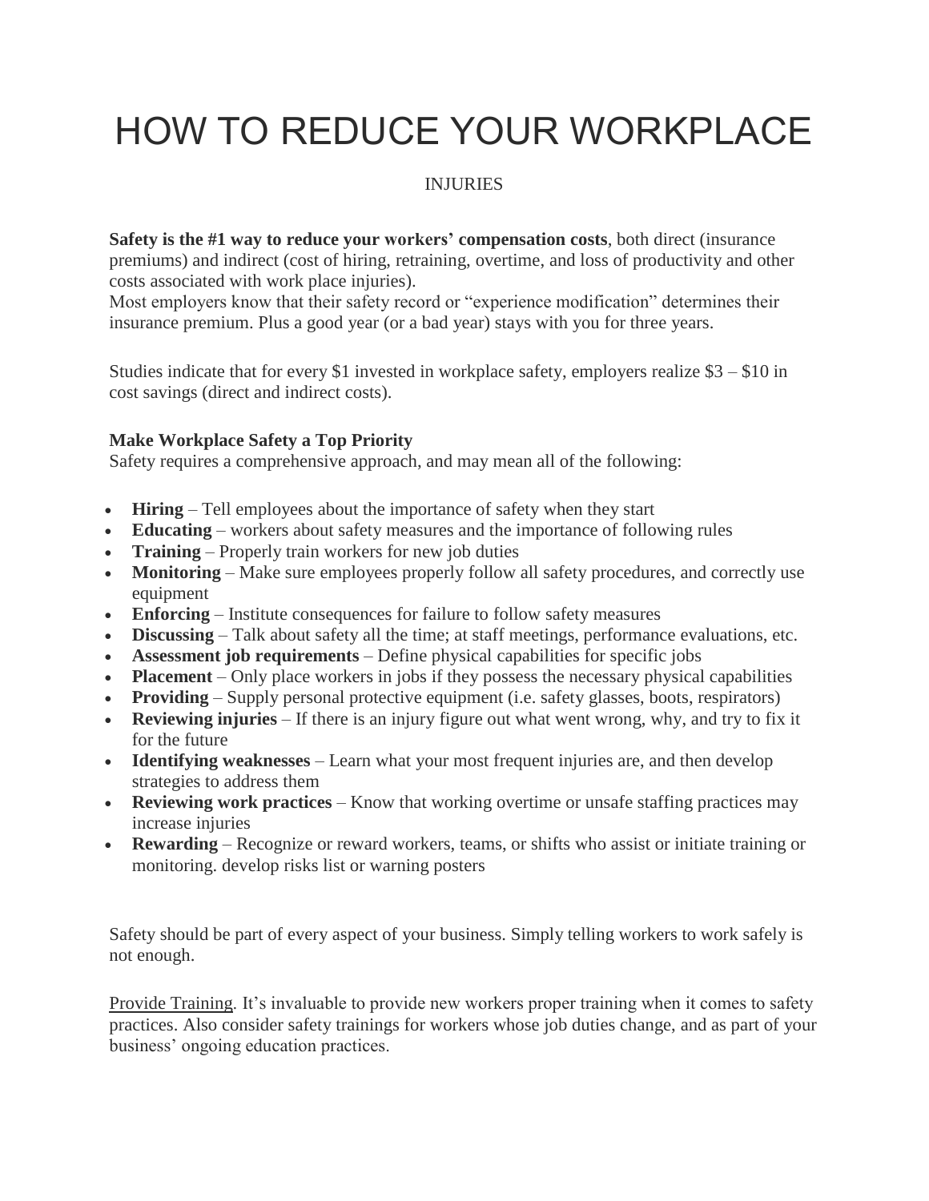# HOW TO REDUCE YOUR WORKPLACE

INJURIES

**Safety is the #1 way to reduce your workers' compensation costs**, both direct (insurance premiums) and indirect (cost of hiring, retraining, overtime, and loss of productivity and other costs associated with work place injuries).
Most employers know that their safety record or "experience modification" determines their insurance premium. Plus a good year (or a bad year) stays with you for three years.

Studies indicate that for every $1 invested in workplace safety, employers realize $3 – $10 in cost savings (direct and indirect costs).

**Make Workplace Safety a Top Priority**
Safety requires a comprehensive approach, and may mean all of the following:

- **Hiring** – Tell employees about the importance of safety when they start
- **Educating** – workers about safety measures and the importance of following rules
- **Training** – Properly train workers for new job duties
- **Monitoring** – Make sure employees properly follow all safety procedures, and correctly use equipment
- **Enforcing** – Institute consequences for failure to follow safety measures
- **Discussing** – Talk about safety all the time; at staff meetings, performance evaluations, etc.
- **Assessment job requirements** – Define physical capabilities for specific jobs
- **Placement** – Only place workers in jobs if they possess the necessary physical capabilities
- **Providing** – Supply personal protective equipment (i.e. safety glasses, boots, respirators)
- **Reviewing injuries** – If there is an injury figure out what went wrong, why, and try to fix it for the future
- **Identifying weaknesses** – Learn what your most frequent injuries are, and then develop strategies to address them
- **Reviewing work practices** – Know that working overtime or unsafe staffing practices may increase injuries
- **Rewarding** – Recognize or reward workers, teams, or shifts who assist or initiate training or monitoring. develop risks list or warning posters

Safety should be part of every aspect of your business. Simply telling workers to work safely is not enough.

<u>Provide Training</u>. It's invaluable to provide new workers proper training when it comes to safety practices. Also consider safety trainings for workers whose job duties change, and as part of your business' ongoing education practices.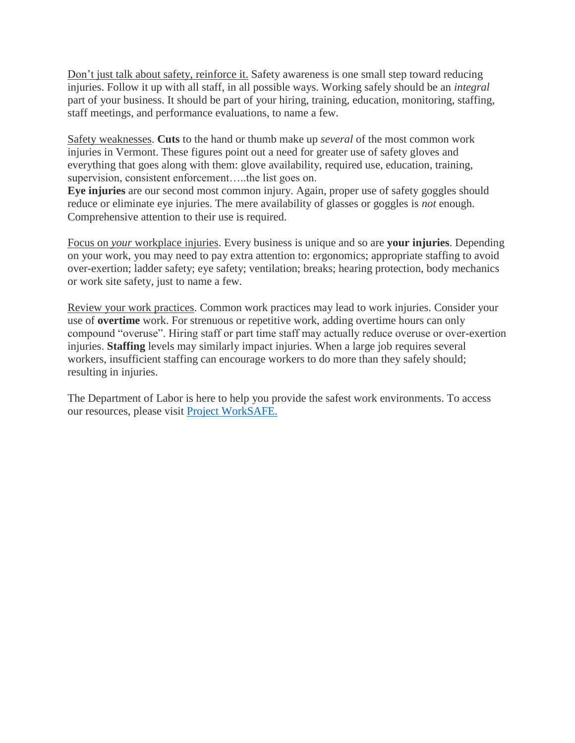<u>Don't just talk about safety, reinforce it.</u> Safety awareness is one small step toward reducing injuries. Follow it up with all staff, in all possible ways. Working safely should be an *integral* part of your business. It should be part of your hiring, training, education, monitoring, staffing, staff meetings, and performance evaluations, to name a few.

<u>Safety weaknesses</u>. **Cuts** to the hand or thumb make up *several* of the most common work injuries in Vermont. These figures point out a need for greater use of safety gloves and everything that goes along with them: glove availability, required use, education, training, supervision, consistent enforcement…..the list goes on.
**Eye injuries** are our second most common injury. Again, proper use of safety goggles should reduce or eliminate eye injuries. The mere availability of glasses or goggles is *not* enough. Comprehensive attention to their use is required.

<u>Focus on *your* workplace injuries</u>. Every business is unique and so are **your injuries**. Depending on your work, you may need to pay extra attention to: ergonomics; appropriate staffing to avoid over-exertion; ladder safety; eye safety; ventilation; breaks; hearing protection, body mechanics or work site safety, just to name a few.

<u>Review your work practices</u>. Common work practices may lead to work injuries. Consider your use of **overtime** work. For strenuous or repetitive work, adding overtime hours can only compound "overuse". Hiring staff or part time staff may actually reduce overuse or over-exertion injuries. **Staffing** levels may similarly impact injuries. When a large job requires several workers, insufficient staffing can encourage workers to do more than they safely should; resulting in injuries.

The Department of Labor is here to help you provide the safest work environments. To access our resources, please visit Project WorkSAFE.